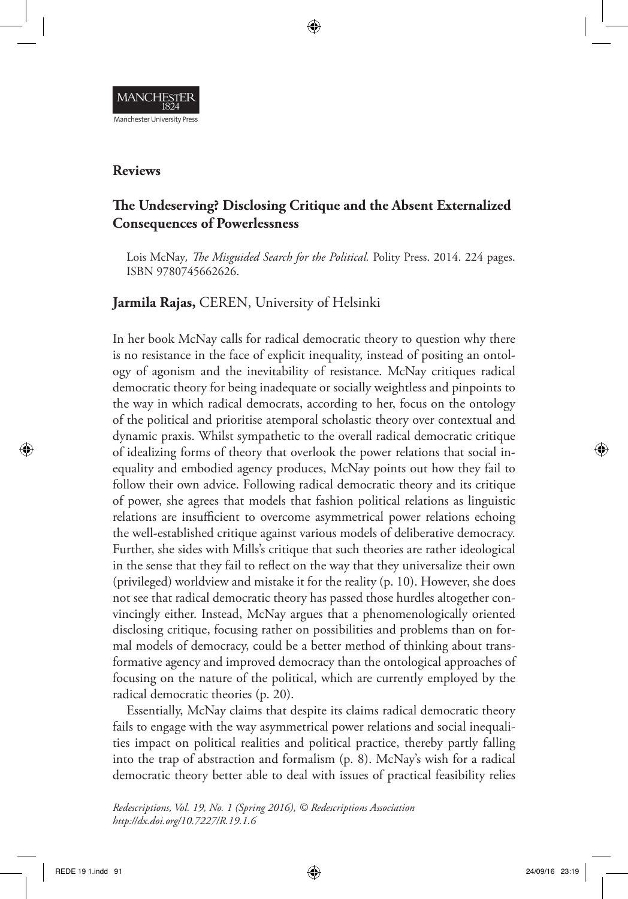## Reviews

## The Undeserving? Disclosing Critique and the Absent Externalized Consequences of Powerlessness

Lois McNay, *The Misguided Search for the Political.* Polity Press. 2014. 224 pages. ISBN 9780745662626.

**Jarmila Rajas,** CEREN, University of Helsinki

In her book McNay calls for radical democratic theory to question why there is no resistance in the face of explicit inequality, instead of positing an ontology of agonism and the inevitability of resistance. McNay critiques radical democratic theory for being inadequate or socially weightless and pinpoints to the way in which radical democrats, according to her, focus on the ontology of the political and prioritise atemporal scholastic theory over contextual and dynamic praxis. Whilst sympathetic to the overall radical democratic critique of idealizing forms of theory that overlook the power relations that social inequality and embodied agency produces, McNay points out how they fail to follow their own advice. Following radical democratic theory and its critique of power, she agrees that models that fashion political relations as linguistic relations are insufficient to overcome asymmetrical power relations echoing the well-established critique against various models of deliberative democracy. Further, she sides with Mills's critique that such theories are rather ideological in the sense that they fail to reflect on the way that they universalize their own (privileged) worldview and mistake it for the reality (p. 10). However, she does not see that radical democratic theory has passed those hurdles altogether convincingly either. Instead, McNay argues that a phenomenologically oriented disclosing critique, focusing rather on possibilities and problems than on formal models of democracy, could be a better method of thinking about transformative agency and improved democracy than the ontological approaches of focusing on the nature of the political, which are currently employed by the radical democratic theories (p. 20).

Essentially, McNay claims that despite its claims radical democratic theory fails to engage with the way asymmetrical power relations and social inequalities impact on political realities and political practice, thereby partly falling into the trap of abstraction and formalism (p. 8). McNay's wish for a radical democratic theory better able to deal with issues of practical feasibility relies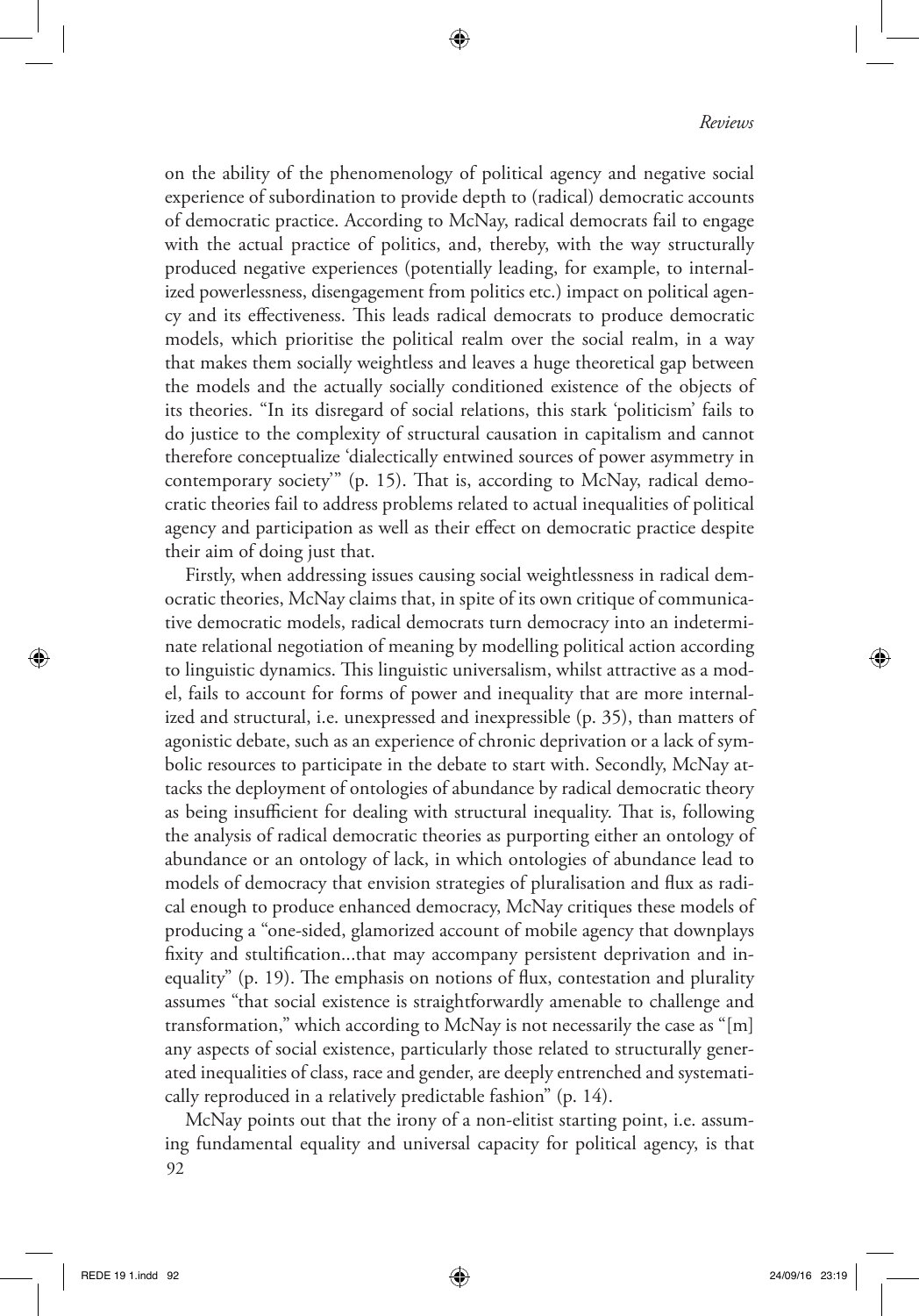on the ability of the phenomenology of political agency and negative social experience of subordination to provide depth to (radical) democratic accounts of democratic practice. According to McNay, radical democrats fail to engage with the actual practice of politics, and, thereby, with the way structurally produced negative experiences (potentially leading, for example, to internalized powerlessness, disengagement from politics etc.) impact on political agency and its effectiveness. This leads radical democrats to produce democratic models, which prioritise the political realm over the social realm, in a way that makes them socially weightless and leaves a huge theoretical gap between the models and the actually socially conditioned existence of the objects of its theories. "In its disregard of social relations, this stark 'politicism' fails to do justice to the complexity of structural causation in capitalism and cannot therefore conceptualize 'dialectically entwined sources of power asymmetry in contemporary society'" (p. 15). That is, according to McNay, radical democratic theories fail to address problems related to actual inequalities of political agency and participation as well as their effect on democratic practice despite their aim of doing just that.

Firstly, when addressing issues causing social weightlessness in radical democratic theories, McNay claims that, in spite of its own critique of communicative democratic models, radical democrats turn democracy into an indeterminate relational negotiation of meaning by modelling political action according to linguistic dynamics. This linguistic universalism, whilst attractive as a model, fails to account for forms of power and inequality that are more internalized and structural, i.e. unexpressed and inexpressible (p. 35), than matters of agonistic debate, such as an experience of chronic deprivation or a lack of symbolic resources to participate in the debate to start with. Secondly, McNay attacks the deployment of ontologies of abundance by radical democratic theory as being insufficient for dealing with structural inequality. That is, following the analysis of radical democratic theories as purporting either an ontology of abundance or an ontology of lack, in which ontologies of abundance lead to models of democracy that envision strategies of pluralisation and flux as radical enough to produce enhanced democracy, McNay critiques these models of producing a "one-sided, glamorized account of mobile agency that downplays fixity and stultification...that may accompany persistent deprivation and inequality" (p. 19). The emphasis on notions of flux, contestation and plurality assumes "that social existence is straightforwardly amenable to challenge and transformation," which according to McNay is not necessarily the case as "[m]any aspects of social existence, particularly those related to structurally generated inequalities of class, race and gender, are deeply entrenched and systematically reproduced in a relatively predictable fashion" (p. 14).

McNay points out that the irony of a non-elitist starting point, i.e. assuming fundamental equality and universal capacity for political agency, is that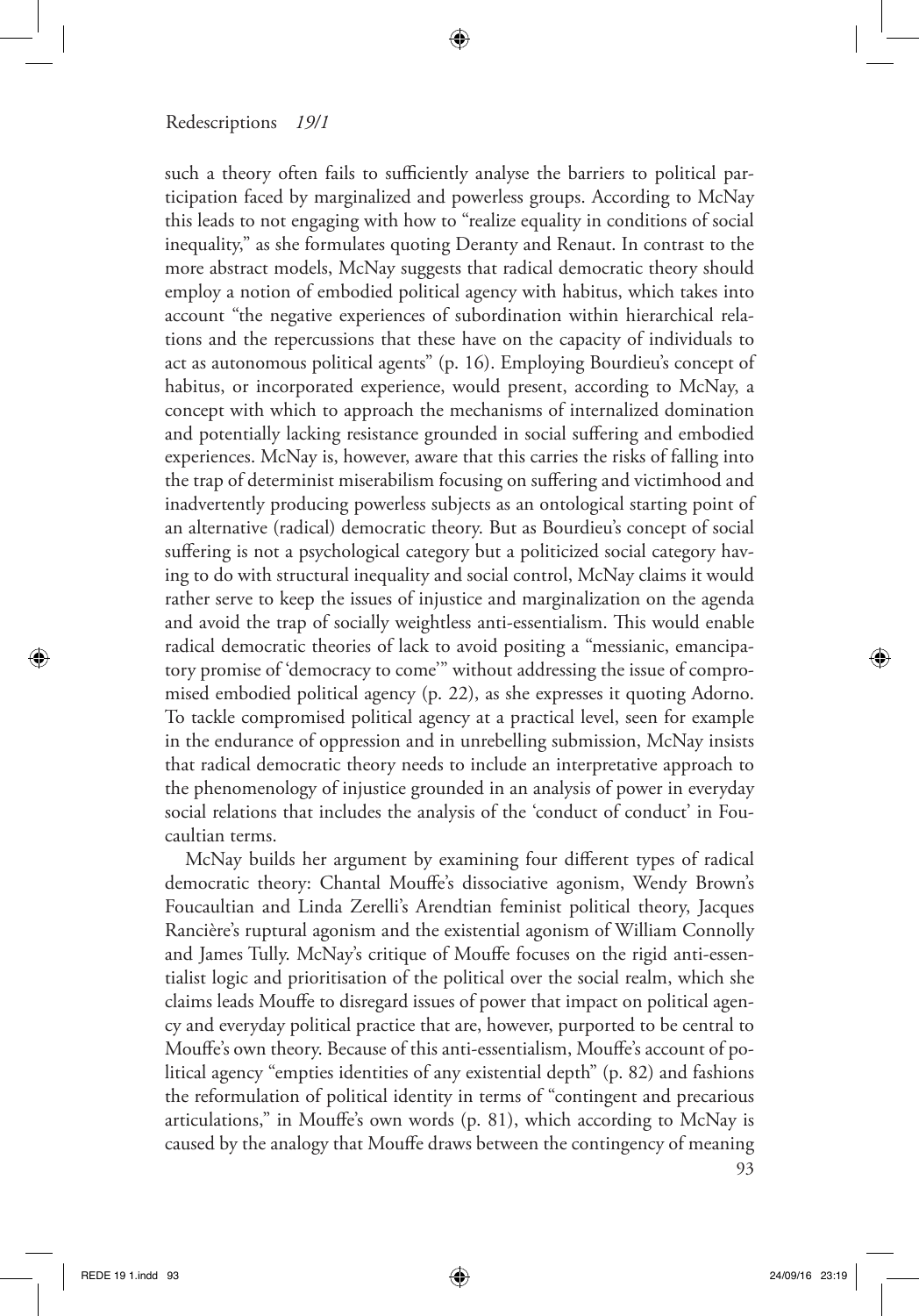such a theory often fails to sufficiently analyse the barriers to political participation faced by marginalized and powerless groups. According to McNay this leads to not engaging with how to "realize equality in conditions of social inequality," as she formulates quoting Deranty and Renaut. In contrast to the more abstract models, McNay suggests that radical democratic theory should employ a notion of embodied political agency with habitus, which takes into account "the negative experiences of subordination within hierarchical relations and the repercussions that these have on the capacity of individuals to act as autonomous political agents" (p. 16). Employing Bourdieu's concept of habitus, or incorporated experience, would present, according to McNay, a concept with which to approach the mechanisms of internalized domination and potentially lacking resistance grounded in social suffering and embodied experiences. McNay is, however, aware that this carries the risks of falling into the trap of determinist miserabilism focusing on suffering and victimhood and inadvertently producing powerless subjects as an ontological starting point of an alternative (radical) democratic theory. But as Bourdieu's concept of social suffering is not a psychological category but a politicized social category having to do with structural inequality and social control, McNay claims it would rather serve to keep the issues of injustice and marginalization on the agenda and avoid the trap of socially weightless anti-essentialism. This would enable radical democratic theories of lack to avoid positing a "messianic, emancipatory promise of 'democracy to come'" without addressing the issue of compromised embodied political agency (p. 22), as she expresses it quoting Adorno. To tackle compromised political agency at a practical level, seen for example in the endurance of oppression and in unrebelling submission, McNay insists that radical democratic theory needs to include an interpretative approach to the phenomenology of injustice grounded in an analysis of power in everyday social relations that includes the analysis of the 'conduct of conduct' in Foucaultian terms.

McNay builds her argument by examining four different types of radical democratic theory: Chantal Mouffe's dissociative agonism, Wendy Brown's Foucaultian and Linda Zerelli's Arendtian feminist political theory, Jacques Rancière's ruptural agonism and the existential agonism of William Connolly and James Tully. McNay's critique of Mouffe focuses on the rigid anti-essentialist logic and prioritisation of the political over the social realm, which she claims leads Mouffe to disregard issues of power that impact on political agency and everyday political practice that are, however, purported to be central to Mouffe's own theory. Because of this anti-essentialism, Mouffe's account of political agency "empties identities of any existential depth" (p. 82) and fashions the reformulation of political identity in terms of "contingent and precarious articulations," in Mouffe's own words (p. 81), which according to McNay is caused by the analogy that Mouffe draws between the contingency of meaning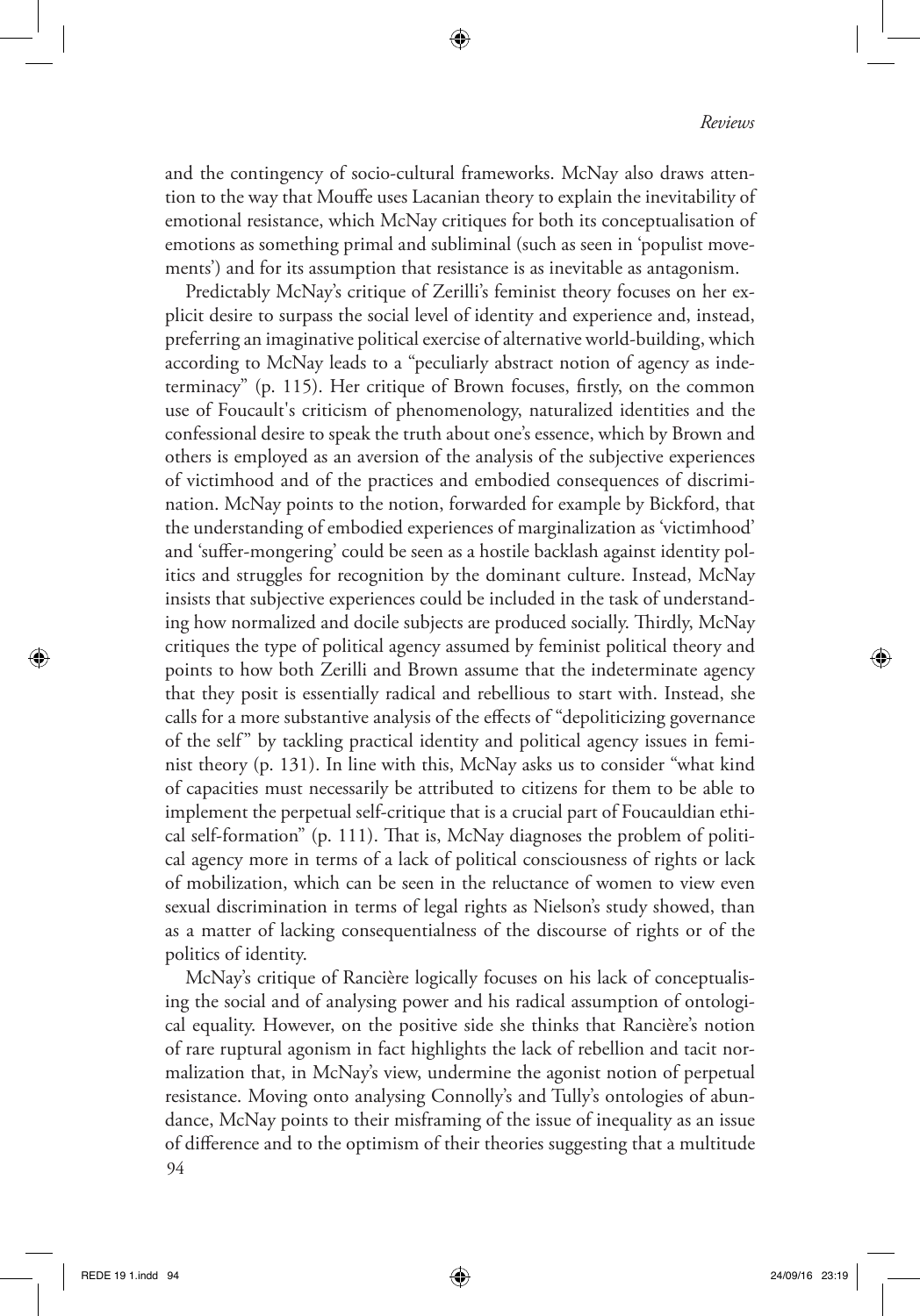and the contingency of socio-cultural frameworks. McNay also draws attention to the way that Mouffe uses Lacanian theory to explain the inevitability of emotional resistance, which McNay critiques for both its conceptualisation of emotions as something primal and subliminal (such as seen in 'populist movements') and for its assumption that resistance is as inevitable as antagonism.

Predictably McNay's critique of Zerilli's feminist theory focuses on her explicit desire to surpass the social level of identity and experience and, instead, preferring an imaginative political exercise of alternative world-building, which according to McNay leads to a "peculiarly abstract notion of agency as indeterminacy" (p. 115). Her critique of Brown focuses, firstly, on the common use of Foucault's criticism of phenomenology, naturalized identities and the confessional desire to speak the truth about one's essence, which by Brown and others is employed as an aversion of the analysis of the subjective experiences of victimhood and of the practices and embodied consequences of discrimination. McNay points to the notion, forwarded for example by Bickford, that the understanding of embodied experiences of marginalization as 'victimhood' and 'suffer-mongering' could be seen as a hostile backlash against identity politics and struggles for recognition by the dominant culture. Instead, McNay insists that subjective experiences could be included in the task of understanding how normalized and docile subjects are produced socially. Thirdly, McNay critiques the type of political agency assumed by feminist political theory and points to how both Zerilli and Brown assume that the indeterminate agency that they posit is essentially radical and rebellious to start with. Instead, she calls for a more substantive analysis of the effects of "depoliticizing governance of the self" by tackling practical identity and political agency issues in feminist theory (p. 131). In line with this, McNay asks us to consider "what kind of capacities must necessarily be attributed to citizens for them to be able to implement the perpetual self-critique that is a crucial part of Foucauldian ethical self-formation" (p. 111). That is, McNay diagnoses the problem of political agency more in terms of a lack of political consciousness of rights or lack of mobilization, which can be seen in the reluctance of women to view even sexual discrimination in terms of legal rights as Nielson's study showed, than as a matter of lacking consequentialness of the discourse of rights or of the politics of identity.

McNay's critique of Rancière logically focuses on his lack of conceptualising the social and of analysing power and his radical assumption of ontological equality. However, on the positive side she thinks that Rancière's notion of rare ruptural agonism in fact highlights the lack of rebellion and tacit normalization that, in McNay's view, undermine the agonist notion of perpetual resistance. Moving onto analysing Connolly's and Tully's ontologies of abundance, McNay points to their misframing of the issue of inequality as an issue of difference and to the optimism of their theories suggesting that a multitude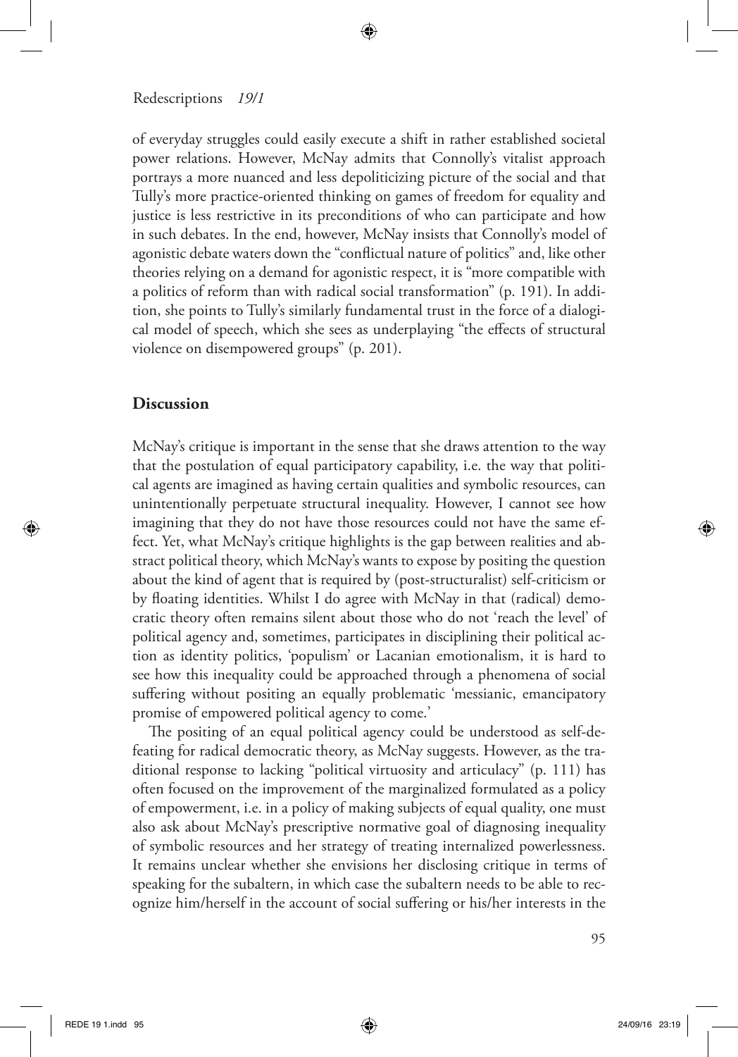of everyday struggles could easily execute a shift in rather established societal power relations. However, McNay admits that Connolly's vitalist approach portrays a more nuanced and less depoliticizing picture of the social and that Tully's more practice-oriented thinking on games of freedom for equality and justice is less restrictive in its preconditions of who can participate and how in such debates. In the end, however, McNay insists that Connolly's model of agonistic debate waters down the "conflictual nature of politics" and, like other theories relying on a demand for agonistic respect, it is "more compatible with a politics of reform than with radical social transformation" (p. 191). In addition, she points to Tully's similarly fundamental trust in the force of a dialogical model of speech, which she sees as underplaying "the effects of structural violence on disempowered groups" (p. 201).

## Discussion

McNay's critique is important in the sense that she draws attention to the way that the postulation of equal participatory capability, i.e. the way that political agents are imagined as having certain qualities and symbolic resources, can unintentionally perpetuate structural inequality. However, I cannot see how imagining that they do not have those resources could not have the same effect. Yet, what McNay's critique highlights is the gap between realities and abstract political theory, which McNay's wants to expose by positing the question about the kind of agent that is required by (post-structuralist) self-criticism or by floating identities. Whilst I do agree with McNay in that (radical) democratic theory often remains silent about those who do not 'reach the level' of political agency and, sometimes, participates in disciplining their political action as identity politics, 'populism' or Lacanian emotionalism, it is hard to see how this inequality could be approached through a phenomena of social suffering without positing an equally problematic 'messianic, emancipatory promise of empowered political agency to come.'

The positing of an equal political agency could be understood as self-defeating for radical democratic theory, as McNay suggests. However, as the traditional response to lacking "political virtuosity and articulacy" (p. 111) has often focused on the improvement of the marginalized formulated as a policy of empowerment, i.e. in a policy of making subjects of equal quality, one must also ask about McNay's prescriptive normative goal of diagnosing inequality of symbolic resources and her strategy of treating internalized powerlessness. It remains unclear whether she envisions her disclosing critique in terms of speaking for the subaltern, in which case the subaltern needs to be able to recognize him/herself in the account of social suffering or his/her interests in the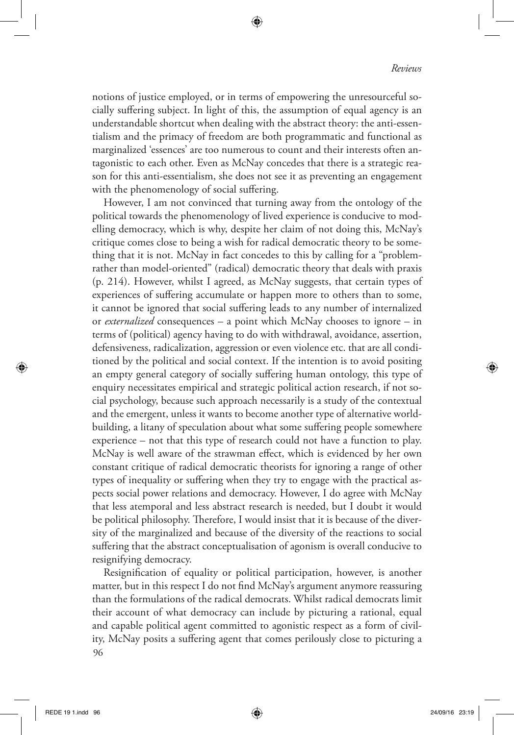notions of justice employed, or in terms of empowering the unresourceful socially suffering subject. In light of this, the assumption of equal agency is an understandable shortcut when dealing with the abstract theory: the anti-essentialism and the primacy of freedom are both programmatic and functional as marginalized 'essences' are too numerous to count and their interests often antagonistic to each other. Even as McNay concedes that there is a strategic reason for this anti-essentialism, she does not see it as preventing an engagement with the phenomenology of social suffering.

However, I am not convinced that turning away from the ontology of the political towards the phenomenology of lived experience is conducive to modelling democracy, which is why, despite her claim of not doing this, McNay's critique comes close to being a wish for radical democratic theory to be something that it is not. McNay in fact concedes to this by calling for a "problem- rather than model-oriented" (radical) democratic theory that deals with praxis (p. 214). However, whilst I agreed, as McNay suggests, that certain types of experiences of suffering accumulate or happen more to others than to some, it cannot be ignored that social suffering leads to any number of internalized or *externalized* consequences – a point which McNay chooses to ignore – in terms of (political) agency having to do with withdrawal, avoidance, assertion, defensiveness, radicalization, aggression or even violence etc. that are all conditioned by the political and social context. If the intention is to avoid positing an empty general category of socially suffering human ontology, this type of enquiry necessitates empirical and strategic political action research, if not social psychology, because such approach necessarily is a study of the contextual and the emergent, unless it wants to become another type of alternative world-building, a litany of speculation about what some suffering people somewhere experience – not that this type of research could not have a function to play. McNay is well aware of the strawman effect, which is evidenced by her own constant critique of radical democratic theorists for ignoring a range of other types of inequality or suffering when they try to engage with the practical aspects social power relations and democracy. However, I do agree with McNay that less atemporal and less abstract research is needed, but I doubt it would be political philosophy. Therefore, I would insist that it is because of the diversity of the marginalized and because of the diversity of the reactions to social suffering that the abstract conceptualisation of agonism is overall conducive to resignifying democracy.

Resignification of equality or political participation, however, is another matter, but in this respect I do not find McNay's argument anymore reassuring than the formulations of the radical democrats. Whilst radical democrats limit their account of what democracy can include by picturing a rational, equal and capable political agent committed to agonistic respect as a form of civility, McNay posits a suffering agent that comes perilously close to picturing a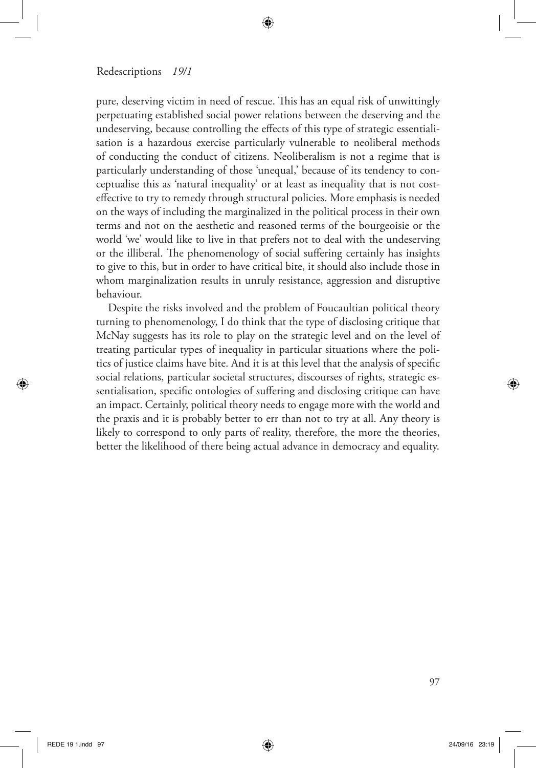pure, deserving victim in need of rescue. This has an equal risk of unwittingly perpetuating established social power relations between the deserving and the undeserving, because controlling the effects of this type of strategic essentialisation is a hazardous exercise particularly vulnerable to neoliberal methods of conducting the conduct of citizens. Neoliberalism is not a regime that is particularly understanding of those 'unequal,' because of its tendency to conceptualise this as 'natural inequality' or at least as inequality that is not cost-effective to try to remedy through structural policies. More emphasis is needed on the ways of including the marginalized in the political process in their own terms and not on the aesthetic and reasoned terms of the bourgeoisie or the world 'we' would like to live in that prefers not to deal with the undeserving or the illiberal. The phenomenology of social suffering certainly has insights to give to this, but in order to have critical bite, it should also include those in whom marginalization results in unruly resistance, aggression and disruptive behaviour.

Despite the risks involved and the problem of Foucaultian political theory turning to phenomenology, I do think that the type of disclosing critique that McNay suggests has its role to play on the strategic level and on the level of treating particular types of inequality in particular situations where the politics of justice claims have bite. And it is at this level that the analysis of specific social relations, particular societal structures, discourses of rights, strategic essentialisation, specific ontologies of suffering and disclosing critique can have an impact. Certainly, political theory needs to engage more with the world and the praxis and it is probably better to err than not to try at all. Any theory is likely to correspond to only parts of reality, therefore, the more the theories, better the likelihood of there being actual advance in democracy and equality.